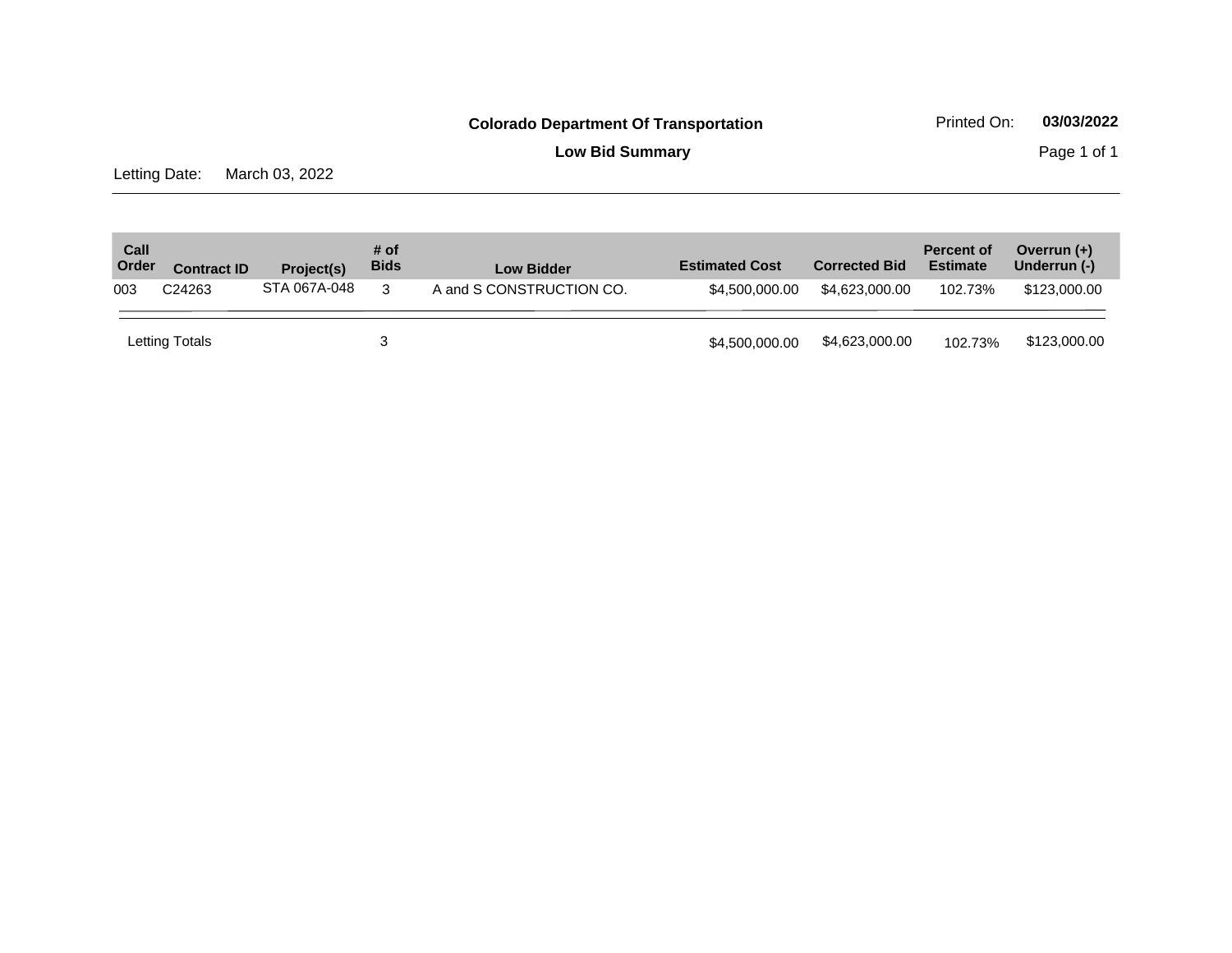**Colorado Department Of Transportation**

Printed On: **03/03/2022**

**Low Bid Summary**

Letting Date: March 03, 2022

| Call Order | Contract ID | Project(s) | # of Bids | Low Bidder | Estimated Cost | Corrected Bid | Percent of Estimate | Overrun (+) Underrun (-) |
|---|---|---|---|---|---|---|---|---|
| 003 | C24263 | STA 067A-048 | 3 | A and S CONSTRUCTION CO. | $4,500,000.00 | $4,623,000.00 | 102.73% | $123,000.00 |
| Letting Totals | | | 3 | | $4,500,000.00 | $4,623,000.00 | 102.73% | $123,000.00 |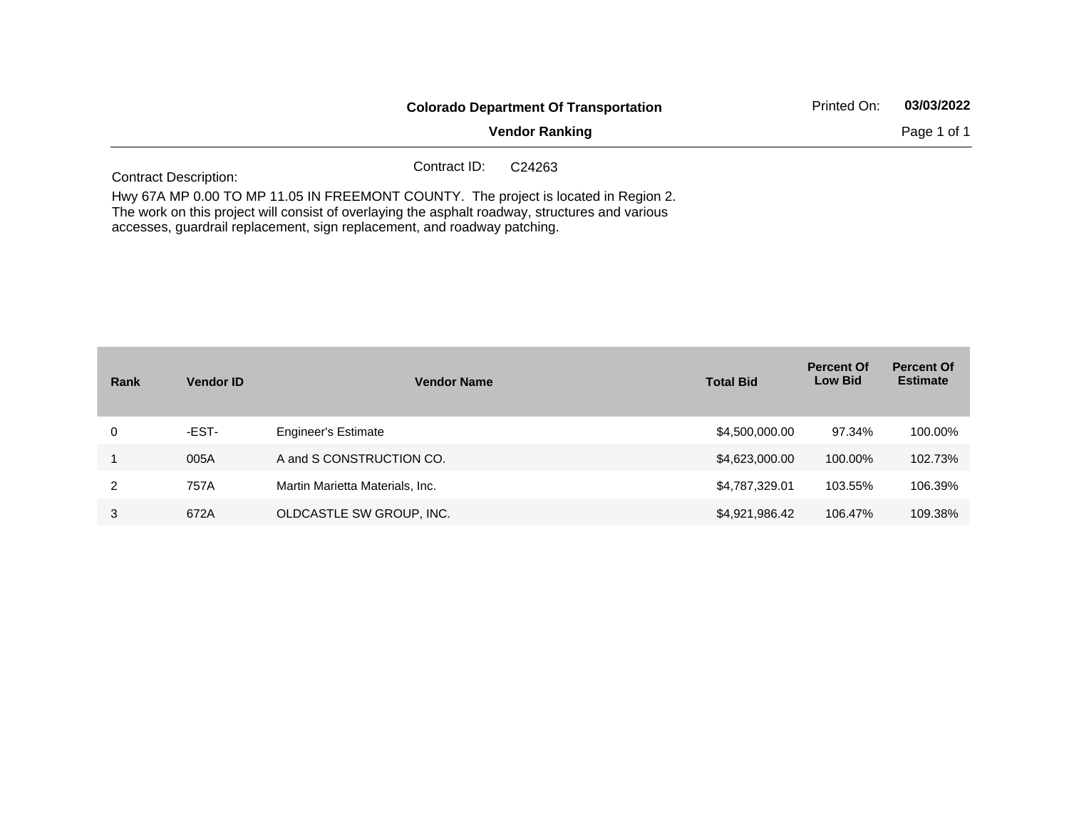**Colorado Department Of Transportation**

**Vendor Ranking**

Printed On: **03/03/2022**

Contract ID: C24263

Contract Description:

Hwy 67A MP 0.00 TO MP 11.05 IN FREEMONT COUNTY. The project is located in Region 2. The work on this project will consist of overlaying the asphalt roadway, structures and various accesses, guardrail replacement, sign replacement, and roadway patching.

| Rank | Vendor ID | Vendor Name | Total Bid | Percent Of Low Bid | Percent Of Estimate |
|---|---|---|---|---|---|
| 0 | -EST- | Engineer's Estimate | $4,500,000.00 | 97.34% | 100.00% |
| 1 | 005A | A and S CONSTRUCTION CO. | $4,623,000.00 | 100.00% | 102.73% |
| 2 | 757A | Martin Marietta Materials, Inc. | $4,787,329.01 | 103.55% | 106.39% |
| 3 | 672A | OLDCASTLE SW GROUP, INC. | $4,921,986.42 | 106.47% | 109.38% |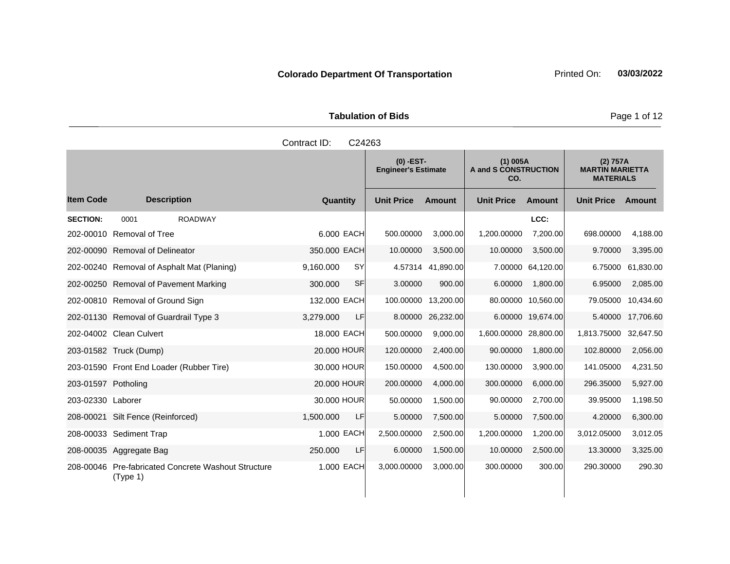**Colorado Department Of Transportation** Printed On: **03/03/2022**

**Tabulation of Bids**

Contract ID: C24263

| Item Code | Description | Quantity | | (0) -EST- Engineer's Estimate | | (1) 005A A and S CONSTRUCTION CO. | | (2) 757A MARTIN MARIETTA MATERIALS | |
|---|---|---|---|---|---|---|---|---|---|
| | | | | Unit Price | Amount | Unit Price | Amount | Unit Price | Amount |
| **SECTION:** | 0001 ROADWAY | | | | | | LCC: | | |
| 202-00010 | Removal of Tree | 6.000 | EACH | 500.00000 | 3,000.00 | 1,200.00000 | 7,200.00 | 698.00000 | 4,188.00 |
| 202-00090 | Removal of Delineator | 350.000 | EACH | 10.00000 | 3,500.00 | 10.00000 | 3,500.00 | 9.70000 | 3,395.00 |
| 202-00240 | Removal of Asphalt Mat (Planing) | 9,160.000 | SY | 4.57314 | 41,890.00 | 7.00000 | 64,120.00 | 6.75000 | 61,830.00 |
| 202-00250 | Removal of Pavement Marking | 300.000 | SF | 3.00000 | 900.00 | 6.00000 | 1,800.00 | 6.95000 | 2,085.00 |
| 202-00810 | Removal of Ground Sign | 132.000 | EACH | 100.00000 | 13,200.00 | 80.00000 | 10,560.00 | 79.05000 | 10,434.60 |
| 202-01130 | Removal of Guardrail Type 3 | 3,279.000 | LF | 8.00000 | 26,232.00 | 6.00000 | 19,674.00 | 5.40000 | 17,706.60 |
| 202-04002 | Clean Culvert | 18.000 | EACH | 500.00000 | 9,000.00 | 1,600.00000 | 28,800.00 | 1,813.75000 | 32,647.50 |
| 203-01582 | Truck (Dump) | 20.000 | HOUR | 120.00000 | 2,400.00 | 90.00000 | 1,800.00 | 102.80000 | 2,056.00 |
| 203-01590 | Front End Loader (Rubber Tire) | 30.000 | HOUR | 150.00000 | 4,500.00 | 130.00000 | 3,900.00 | 141.05000 | 4,231.50 |
| 203-01597 | Potholing | 20.000 | HOUR | 200.00000 | 4,000.00 | 300.00000 | 6,000.00 | 296.35000 | 5,927.00 |
| 203-02330 | Laborer | 30.000 | HOUR | 50.00000 | 1,500.00 | 90.00000 | 2,700.00 | 39.95000 | 1,198.50 |
| 208-00021 | Silt Fence (Reinforced) | 1,500.000 | LF | 5.00000 | 7,500.00 | 5.00000 | 7,500.00 | 4.20000 | 6,300.00 |
| 208-00033 | Sediment Trap | 1.000 | EACH | 2,500.00000 | 2,500.00 | 1,200.00000 | 1,200.00 | 3,012.05000 | 3,012.05 |
| 208-00035 | Aggregate Bag | 250.000 | LF | 6.00000 | 1,500.00 | 10.00000 | 2,500.00 | 13.30000 | 3,325.00 |
| 208-00046 | Pre-fabricated Concrete Washout Structure (Type 1) | 1.000 | EACH | 3,000.00000 | 3,000.00 | 300.00000 | 300.00 | 290.30000 | 290.30 |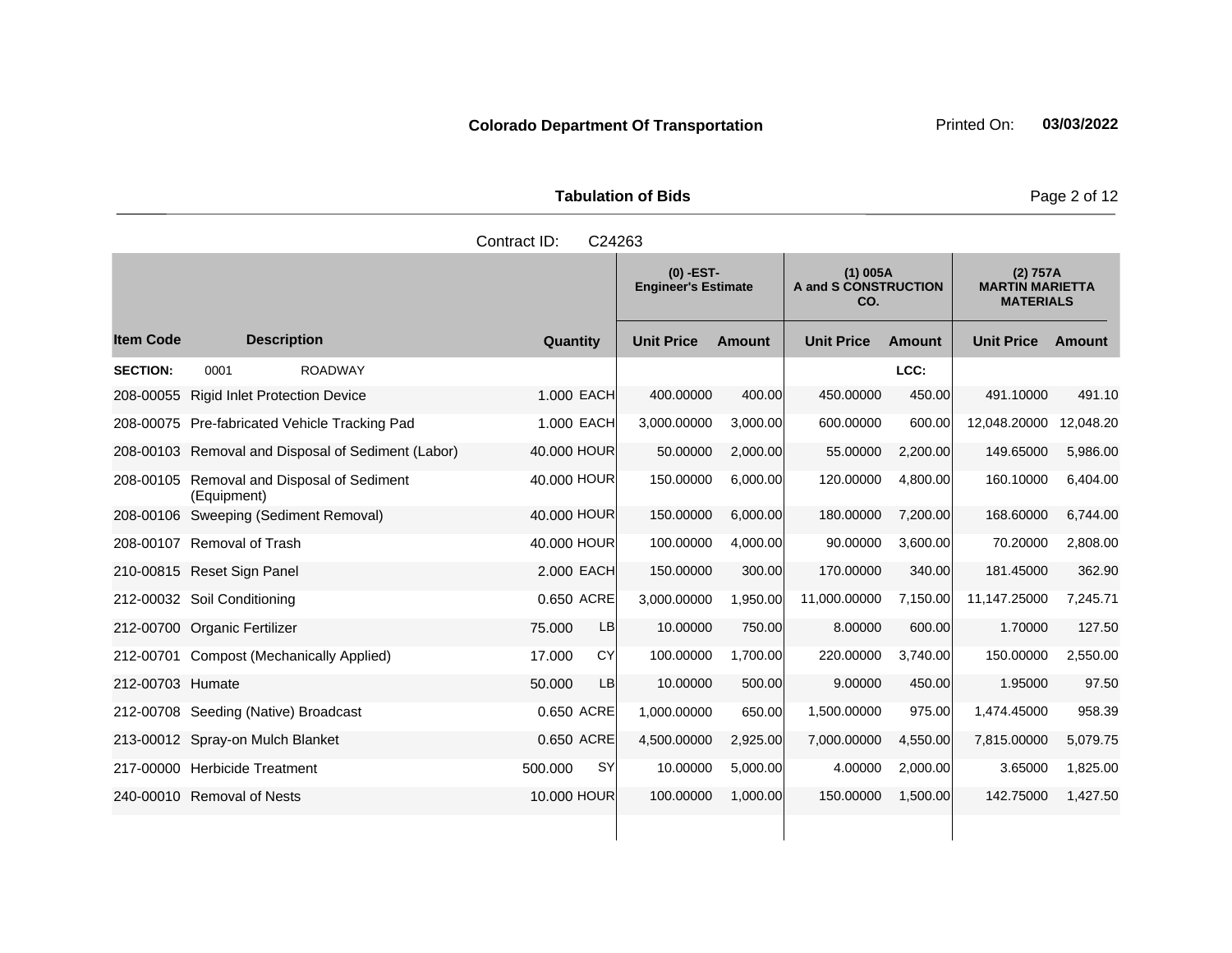**Colorado Department Of Transportation** Printed On: **03/03/2022**

**Tabulation of Bids**

Contract ID: C24263

| | | | (0) -EST- Engineer's Estimate | | (1) 005A A and S CONSTRUCTION CO. | | (2) 757A MARTIN MARIETTA MATERIALS | |
|---|---|---|---|---|---|---|---|---|
| **Item Code** | **Description** | **Quantity** | **Unit Price** | **Amount** | **Unit Price** | **Amount** | **Unit Price** | **Amount** |
| **SECTION:** | 0001 ROADWAY | | | | | LCC: | | |
| 208-00055 | Rigid Inlet Protection Device | 1.000 EACH | 400.00000 | 400.00 | 450.00000 | 450.00 | 491.10000 | 491.10 |
| 208-00075 | Pre-fabricated Vehicle Tracking Pad | 1.000 EACH | 3,000.00000 | 3,000.00 | 600.00000 | 600.00 | 12,048.20000 | 12,048.20 |
| 208-00103 | Removal and Disposal of Sediment (Labor) | 40.000 HOUR | 50.00000 | 2,000.00 | 55.00000 | 2,200.00 | 149.65000 | 5,986.00 |
| 208-00105 | Removal and Disposal of Sediment (Equipment) | 40.000 HOUR | 150.00000 | 6,000.00 | 120.00000 | 4,800.00 | 160.10000 | 6,404.00 |
| 208-00106 | Sweeping (Sediment Removal) | 40.000 HOUR | 150.00000 | 6,000.00 | 180.00000 | 7,200.00 | 168.60000 | 6,744.00 |
| 208-00107 | Removal of Trash | 40.000 HOUR | 100.00000 | 4,000.00 | 90.00000 | 3,600.00 | 70.20000 | 2,808.00 |
| 210-00815 | Reset Sign Panel | 2.000 EACH | 150.00000 | 300.00 | 170.00000 | 340.00 | 181.45000 | 362.90 |
| 212-00032 | Soil Conditioning | 0.650 ACRE | 3,000.00000 | 1,950.00 | 11,000.00000 | 7,150.00 | 11,147.25000 | 7,245.71 |
| 212-00700 | Organic Fertilizer | 75.000 LB | 10.00000 | 750.00 | 8.00000 | 600.00 | 1.70000 | 127.50 |
| 212-00701 | Compost (Mechanically Applied) | 17.000 CY | 100.00000 | 1,700.00 | 220.00000 | 3,740.00 | 150.00000 | 2,550.00 |
| 212-00703 | Humate | 50.000 LB | 10.00000 | 500.00 | 9.00000 | 450.00 | 1.95000 | 97.50 |
| 212-00708 | Seeding (Native) Broadcast | 0.650 ACRE | 1,000.00000 | 650.00 | 1,500.00000 | 975.00 | 1,474.45000 | 958.39 |
| 213-00012 | Spray-on Mulch Blanket | 0.650 ACRE | 4,500.00000 | 2,925.00 | 7,000.00000 | 4,550.00 | 7,815.00000 | 5,079.75 |
| 217-00000 | Herbicide Treatment | 500.000 SY | 10.00000 | 5,000.00 | 4.00000 | 2,000.00 | 3.65000 | 1,825.00 |
| 240-00010 | Removal of Nests | 10.000 HOUR | 100.00000 | 1,000.00 | 150.00000 | 1,500.00 | 142.75000 | 1,427.50 |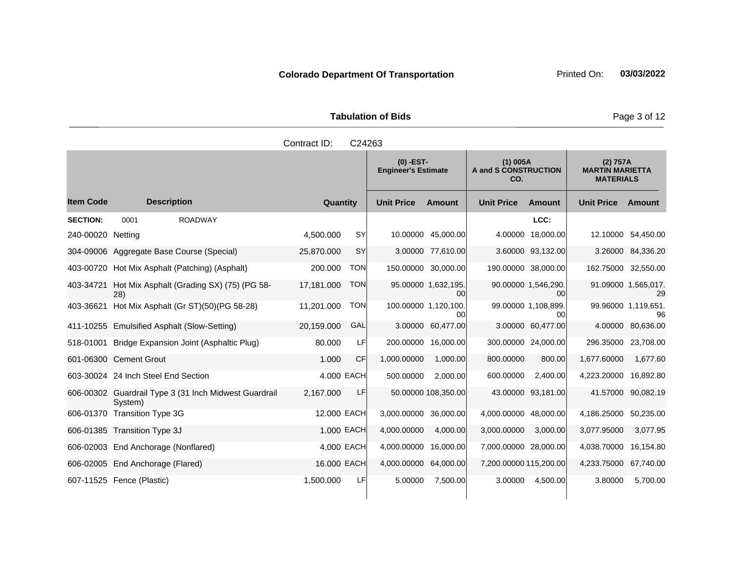**Colorado Department Of Transportation**

Printed On: **03/03/2022**

**Tabulation of Bids**

Contract ID: C24263

| Item Code | Description | Quantity | | (0) -EST- Engineer's Estimate | | (1) 005A A and S CONSTRUCTION CO. | | (2) 757A MARTIN MARIETTA MATERIALS | |
|---|---|---|---|---|---|---|---|---|---|
| | | | | Unit Price | Amount | Unit Price | Amount | Unit Price | Amount |
| **SECTION:** | 0001 ROADWAY | | | | | | LCC: | | |
| 240-00020 | Netting | 4,500.000 | SY | 10.00000 | 45,000.00 | 4.00000 | 18,000.00 | 12.10000 | 54,450.00 |
| 304-09006 | Aggregate Base Course (Special) | 25,870.000 | SY | 3.00000 | 77,610.00 | 3.60000 | 93,132.00 | 3.26000 | 84,336.20 |
| 403-00720 | Hot Mix Asphalt (Patching) (Asphalt) | 200.000 | TON | 150.00000 | 30,000.00 | 190.00000 | 38,000.00 | 162.75000 | 32,550.00 |
| 403-34721 | Hot Mix Asphalt (Grading SX) (75) (PG 58-28) | 17,181.000 | TON | 95.00000 | 1,632,195.00 | 90.00000 | 1,546,290.00 | 91.09000 | 1,565,017.29 |
| 403-36621 | Hot Mix Asphalt (Gr ST)(50)(PG 58-28) | 11,201.000 | TON | 100.00000 | 1,120,100.00 | 99.00000 | 1,108,899.00 | 99.96000 | 1,119,651.96 |
| 411-10255 | Emulsified Asphalt (Slow-Setting) | 20,159.000 | GAL | 3.00000 | 60,477.00 | 3.00000 | 60,477.00 | 4.00000 | 80,636.00 |
| 518-01001 | Bridge Expansion Joint (Asphaltic Plug) | 80.000 | LF | 200.00000 | 16,000.00 | 300.00000 | 24,000.00 | 296.35000 | 23,708.00 |
| 601-06300 | Cement Grout | 1.000 | CF | 1,000.00000 | 1,000.00 | 800.00000 | 800.00 | 1,677.60000 | 1,677.60 |
| 603-30024 | 24 Inch Steel End Section | 4.000 | EACH | 500.00000 | 2,000.00 | 600.00000 | 2,400.00 | 4,223.20000 | 16,892.80 |
| 606-00302 | Guardrail Type 3 (31 Inch Midwest Guardrail System) | 2,167.000 | LF | 50.00000 | 108,350.00 | 43.00000 | 93,181.00 | 41.57000 | 90,082.19 |
| 606-01370 | Transition Type 3G | 12.000 | EACH | 3,000.00000 | 36,000.00 | 4,000.00000 | 48,000.00 | 4,186.25000 | 50,235.00 |
| 606-01385 | Transition Type 3J | 1.000 | EACH | 4,000.00000 | 4,000.00 | 3,000.00000 | 3,000.00 | 3,077.95000 | 3,077.95 |
| 606-02003 | End Anchorage (Nonflared) | 4.000 | EACH | 4,000.00000 | 16,000.00 | 7,000.00000 | 28,000.00 | 4,038.70000 | 16,154.80 |
| 606-02005 | End Anchorage (Flared) | 16.000 | EACH | 4,000.00000 | 64,000.00 | 7,200.00000 | 115,200.00 | 4,233.75000 | 67,740.00 |
| 607-11525 | Fence (Plastic) | 1,500.000 | LF | 5.00000 | 7,500.00 | 3.00000 | 4,500.00 | 3.80000 | 5,700.00 |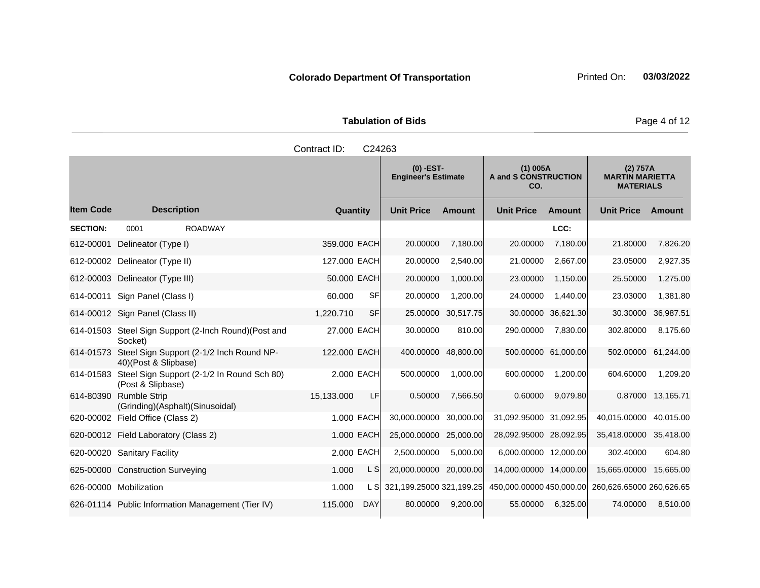**Colorado Department Of Transportation** Printed On: **03/03/2022**

**Tabulation of Bids**

Contract ID: C24263

| | | | | (0) -EST- Engineer's Estimate | | (1) 005A A and S CONSTRUCTION CO. | | (2) 757A MARTIN MARIETTA MATERIALS | |
|---|---|---|---|---|---|---|---|---|---|
| **Item Code** | **Description** | **Quantity** | | **Unit Price** | **Amount** | **Unit Price** | **Amount** | **Unit Price** | **Amount** |
| **SECTION:** | 0001 ROADWAY | | | | | | LCC: | | |
| 612-00001 | Delineator (Type I) | 359.000 | EACH | 20.00000 | 7,180.00 | 20.00000 | 7,180.00 | 21.80000 | 7,826.20 |
| 612-00002 | Delineator (Type II) | 127.000 | EACH | 20.00000 | 2,540.00 | 21.00000 | 2,667.00 | 23.05000 | 2,927.35 |
| 612-00003 | Delineator (Type III) | 50.000 | EACH | 20.00000 | 1,000.00 | 23.00000 | 1,150.00 | 25.50000 | 1,275.00 |
| 614-00011 | Sign Panel (Class I) | 60.000 | SF | 20.00000 | 1,200.00 | 24.00000 | 1,440.00 | 23.03000 | 1,381.80 |
| 614-00012 | Sign Panel (Class II) | 1,220.710 | SF | 25.00000 | 30,517.75 | 30.00000 | 36,621.30 | 30.30000 | 36,987.51 |
| 614-01503 | Steel Sign Support (2-Inch Round)(Post and Socket) | 27.000 | EACH | 30.00000 | 810.00 | 290.00000 | 7,830.00 | 302.80000 | 8,175.60 |
| 614-01573 | Steel Sign Support (2-1/2 Inch Round NP-40)(Post & Slipbase) | 122.000 | EACH | 400.00000 | 48,800.00 | 500.00000 | 61,000.00 | 502.00000 | 61,244.00 |
| 614-01583 | Steel Sign Support (2-1/2 In Round Sch 80) (Post & Slipbase) | 2.000 | EACH | 500.00000 | 1,000.00 | 600.00000 | 1,200.00 | 604.60000 | 1,209.20 |
| 614-80390 | Rumble Strip (Grinding)(Asphalt)(Sinusoidal) | 15,133.000 | LF | 0.50000 | 7,566.50 | 0.60000 | 9,079.80 | 0.87000 | 13,165.71 |
| 620-00002 | Field Office (Class 2) | 1.000 | EACH | 30,000.00000 | 30,000.00 | 31,092.95000 | 31,092.95 | 40,015.00000 | 40,015.00 |
| 620-00012 | Field Laboratory (Class 2) | 1.000 | EACH | 25,000.00000 | 25,000.00 | 28,092.95000 | 28,092.95 | 35,418.00000 | 35,418.00 |
| 620-00020 | Sanitary Facility | 2.000 | EACH | 2,500.00000 | 5,000.00 | 6,000.00000 | 12,000.00 | 302.40000 | 604.80 |
| 625-00000 | Construction Surveying | 1.000 | L S | 20,000.00000 | 20,000.00 | 14,000.00000 | 14,000.00 | 15,665.00000 | 15,665.00 |
| 626-00000 | Mobilization | 1.000 | L S | 321,199.25000 | 321,199.25 | 450,000.00000 | 450,000.00 | 260,626.65000 | 260,626.65 |
| 626-01114 | Public Information Management (Tier IV) | 115.000 | DAY | 80.00000 | 9,200.00 | 55.00000 | 6,325.00 | 74.00000 | 8,510.00 |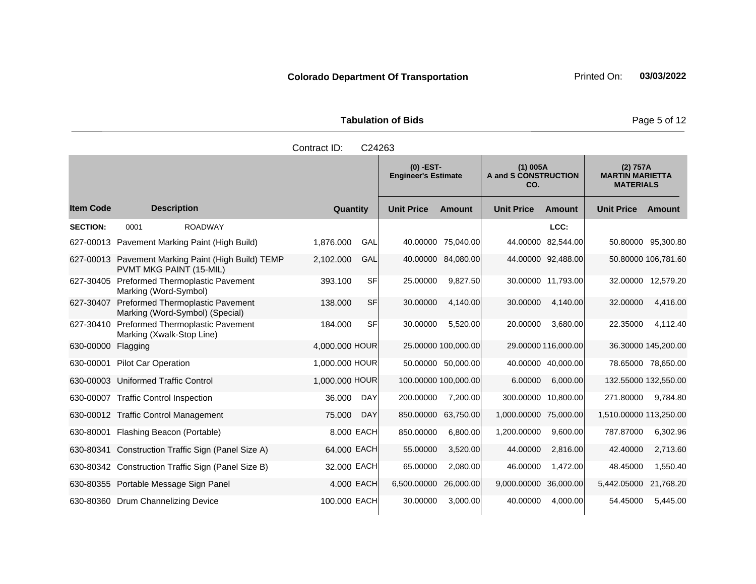**Colorado Department Of Transportation** Printed On: **03/03/2022**

**Tabulation of Bids**

Contract ID: C24263

| Item Code | Description | Quantity | | (0) -EST- Engineer's Estimate | | (1) 005A A and S CONSTRUCTION CO. | | (2) 757A MARTIN MARIETTA MATERIALS | |
|---|---|---|---|---|---|---|---|---|---|
| | | | | Unit Price | Amount | Unit Price | Amount | Unit Price | Amount |
| **SECTION:** | 0001 ROADWAY | | | | | | LCC: | | |
| 627-00013 | Pavement Marking Paint (High Build) | 1,876.000 | GAL | 40.00000 | 75,040.00 | 44.00000 | 82,544.00 | 50.80000 | 95,300.80 |
| 627-00013 | Pavement Marking Paint (High Build) TEMP PVMT MKG PAINT (15-MIL) | 2,102.000 | GAL | 40.00000 | 84,080.00 | 44.00000 | 92,488.00 | 50.80000 | 106,781.60 |
| 627-30405 | Preformed Thermoplastic Pavement Marking (Word-Symbol) | 393.100 | SF | 25.00000 | 9,827.50 | 30.00000 | 11,793.00 | 32.00000 | 12,579.20 |
| 627-30407 | Preformed Thermoplastic Pavement Marking (Word-Symbol) (Special) | 138.000 | SF | 30.00000 | 4,140.00 | 30.00000 | 4,140.00 | 32.00000 | 4,416.00 |
| 627-30410 | Preformed Thermoplastic Pavement Marking (Xwalk-Stop Line) | 184.000 | SF | 30.00000 | 5,520.00 | 20.00000 | 3,680.00 | 22.35000 | 4,112.40 |
| 630-00000 | Flagging | 4,000.000 | HOUR | 25.00000 | 100,000.00 | 29.00000 | 116,000.00 | 36.30000 | 145,200.00 |
| 630-00001 | Pilot Car Operation | 1,000.000 | HOUR | 50.00000 | 50,000.00 | 40.00000 | 40,000.00 | 78.65000 | 78,650.00 |
| 630-00003 | Uniformed Traffic Control | 1,000.000 | HOUR | 100.00000 | 100,000.00 | 6.00000 | 6,000.00 | 132.55000 | 132,550.00 |
| 630-00007 | Traffic Control Inspection | 36.000 | DAY | 200.00000 | 7,200.00 | 300.00000 | 10,800.00 | 271.80000 | 9,784.80 |
| 630-00012 | Traffic Control Management | 75.000 | DAY | 850.00000 | 63,750.00 | 1,000.00000 | 75,000.00 | 1,510.00000 | 113,250.00 |
| 630-80001 | Flashing Beacon (Portable) | 8.000 | EACH | 850.00000 | 6,800.00 | 1,200.00000 | 9,600.00 | 787.87000 | 6,302.96 |
| 630-80341 | Construction Traffic Sign (Panel Size A) | 64.000 | EACH | 55.00000 | 3,520.00 | 44.00000 | 2,816.00 | 42.40000 | 2,713.60 |
| 630-80342 | Construction Traffic Sign (Panel Size B) | 32.000 | EACH | 65.00000 | 2,080.00 | 46.00000 | 1,472.00 | 48.45000 | 1,550.40 |
| 630-80355 | Portable Message Sign Panel | 4.000 | EACH | 6,500.00000 | 26,000.00 | 9,000.00000 | 36,000.00 | 5,442.05000 | 21,768.20 |
| 630-80360 | Drum Channelizing Device | 100.000 | EACH | 30.00000 | 3,000.00 | 40.00000 | 4,000.00 | 54.45000 | 5,445.00 |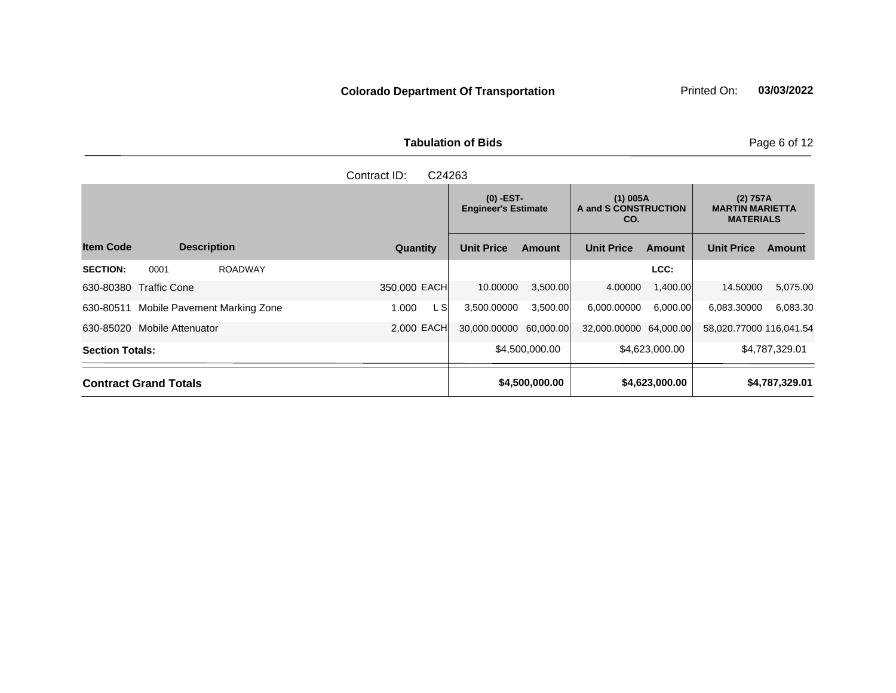**Colorado Department Of Transportation** Printed On: **03/03/2022**

**Tabulation of Bids**

Contract ID: C24263

| Item Code | Description | Quantity | | (0) -EST- Engineer's Estimate | | (1) 005A A and S CONSTRUCTION CO. | | (2) 757A MARTIN MARIETTA MATERIALS | |
|---|---|---|---|---|---|---|---|---|---|
| | | | | Unit Price | Amount | Unit Price | Amount | Unit Price | Amount |
| **SECTION:** 0001 | ROADWAY | | | | | | LCC: | | |
| 630-80380 | Traffic Cone | 350.000 | EACH | 10.00000 | 3,500.00 | 4.00000 | 1,400.00 | 14.50000 | 5,075.00 |
| 630-80511 | Mobile Pavement Marking Zone | 1.000 | L S | 3,500.00000 | 3,500.00 | 6,000.00000 | 6,000.00 | 6,083.30000 | 6,083.30 |
| 630-85020 | Mobile Attenuator | 2.000 | EACH | 30,000.00000 | 60,000.00 | 32,000.00000 | 64,000.00 | 58,020.77000 | 116,041.54 |
| **Section Totals:** | | | | | $4,500,000.00 | | $4,623,000.00 | | $4,787,329.01 |
| **Contract Grand Totals** | | | | | **$4,500,000.00** | | **$4,623,000.00** | | **$4,787,329.01** |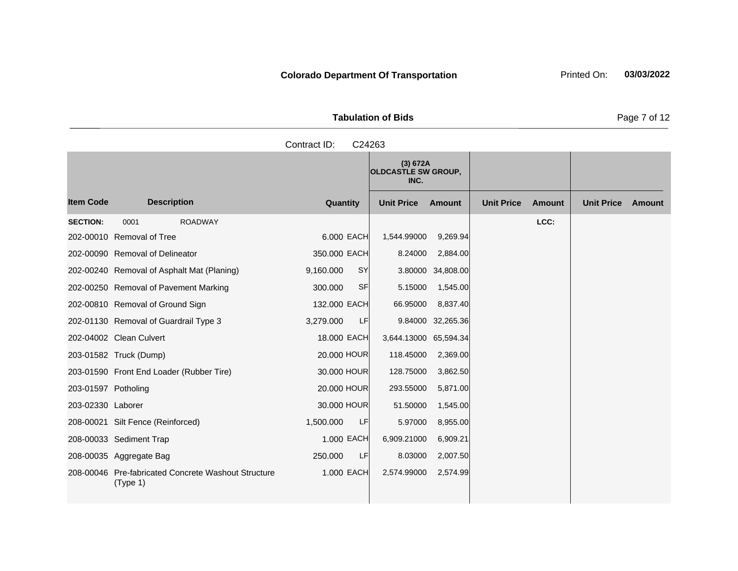**Colorado Department Of Transportation**

Printed On: **03/03/2022**

**Tabulation of Bids**

Contract ID: C24263

| | | | (3) 672A OLDCASTLE SW GROUP, INC. | | | | | |
|---|---|---|---|---|---|---|---|---|
| **Item Code** | **Description** | **Quantity** | **Unit Price** | **Amount** | **Unit Price** | **Amount** | **Unit Price** | **Amount** |
| **SECTION:** | 0001 ROADWAY | | | | | LCC: | | |
| 202-00010 | Removal of Tree | 6.000 EACH | 1,544.99000 | 9,269.94 | | | | |
| 202-00090 | Removal of Delineator | 350.000 EACH | 8.24000 | 2,884.00 | | | | |
| 202-00240 | Removal of Asphalt Mat (Planing) | 9,160.000 SY | 3.80000 | 34,808.00 | | | | |
| 202-00250 | Removal of Pavement Marking | 300.000 SF | 5.15000 | 1,545.00 | | | | |
| 202-00810 | Removal of Ground Sign | 132.000 EACH | 66.95000 | 8,837.40 | | | | |
| 202-01130 | Removal of Guardrail Type 3 | 3,279.000 LF | 9.84000 | 32,265.36 | | | | |
| 202-04002 | Clean Culvert | 18.000 EACH | 3,644.13000 | 65,594.34 | | | | |
| 203-01582 | Truck (Dump) | 20.000 HOUR | 118.45000 | 2,369.00 | | | | |
| 203-01590 | Front End Loader (Rubber Tire) | 30.000 HOUR | 128.75000 | 3,862.50 | | | | |
| 203-01597 | Potholing | 20.000 HOUR | 293.55000 | 5,871.00 | | | | |
| 203-02330 | Laborer | 30.000 HOUR | 51.50000 | 1,545.00 | | | | |
| 208-00021 | Silt Fence (Reinforced) | 1,500.000 LF | 5.97000 | 8,955.00 | | | | |
| 208-00033 | Sediment Trap | 1.000 EACH | 6,909.21000 | 6,909.21 | | | | |
| 208-00035 | Aggregate Bag | 250.000 LF | 8.03000 | 2,007.50 | | | | |
| 208-00046 | Pre-fabricated Concrete Washout Structure (Type 1) | 1.000 EACH | 2,574.99000 | 2,574.99 | | | | |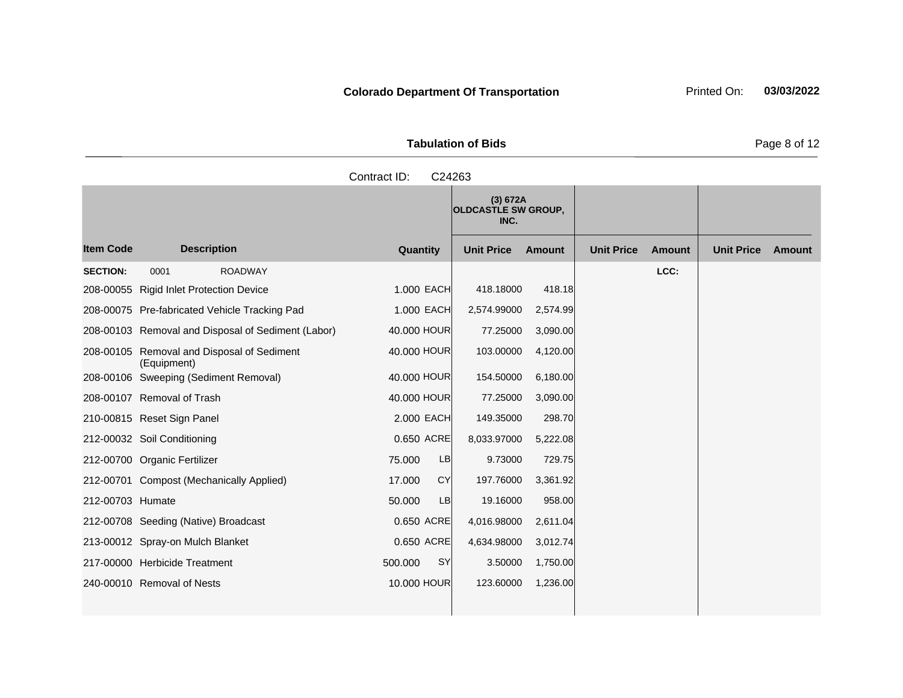**Colorado Department Of Transportation**

Printed On: **03/03/2022**

**Tabulation of Bids**

Contract ID: C24263

| Item Code | Description | Quantity | | (3) 672A OLDCASTLE SW GROUP, INC. Unit Price | Amount | Unit Price | Amount | Unit Price | Amount |
|---|---|---|---|---|---|---|---|---|---|
| **SECTION:** | 0001 ROADWAY | | | | | | LCC: | | |
| 208-00055 | Rigid Inlet Protection Device | 1.000 | EACH | 418.18000 | 418.18 | | | | |
| 208-00075 | Pre-fabricated Vehicle Tracking Pad | 1.000 | EACH | 2,574.99000 | 2,574.99 | | | | |
| 208-00103 | Removal and Disposal of Sediment (Labor) | 40.000 | HOUR | 77.25000 | 3,090.00 | | | | |
| 208-00105 | Removal and Disposal of Sediment (Equipment) | 40.000 | HOUR | 103.00000 | 4,120.00 | | | | |
| 208-00106 | Sweeping (Sediment Removal) | 40.000 | HOUR | 154.50000 | 6,180.00 | | | | |
| 208-00107 | Removal of Trash | 40.000 | HOUR | 77.25000 | 3,090.00 | | | | |
| 210-00815 | Reset Sign Panel | 2.000 | EACH | 149.35000 | 298.70 | | | | |
| 212-00032 | Soil Conditioning | 0.650 | ACRE | 8,033.97000 | 5,222.08 | | | | |
| 212-00700 | Organic Fertilizer | 75.000 | LB | 9.73000 | 729.75 | | | | |
| 212-00701 | Compost (Mechanically Applied) | 17.000 | CY | 197.76000 | 3,361.92 | | | | |
| 212-00703 | Humate | 50.000 | LB | 19.16000 | 958.00 | | | | |
| 212-00708 | Seeding (Native) Broadcast | 0.650 | ACRE | 4,016.98000 | 2,611.04 | | | | |
| 213-00012 | Spray-on Mulch Blanket | 0.650 | ACRE | 4,634.98000 | 3,012.74 | | | | |
| 217-00000 | Herbicide Treatment | 500.000 | SY | 3.50000 | 1,750.00 | | | | |
| 240-00010 | Removal of Nests | 10.000 | HOUR | 123.60000 | 1,236.00 | | | | |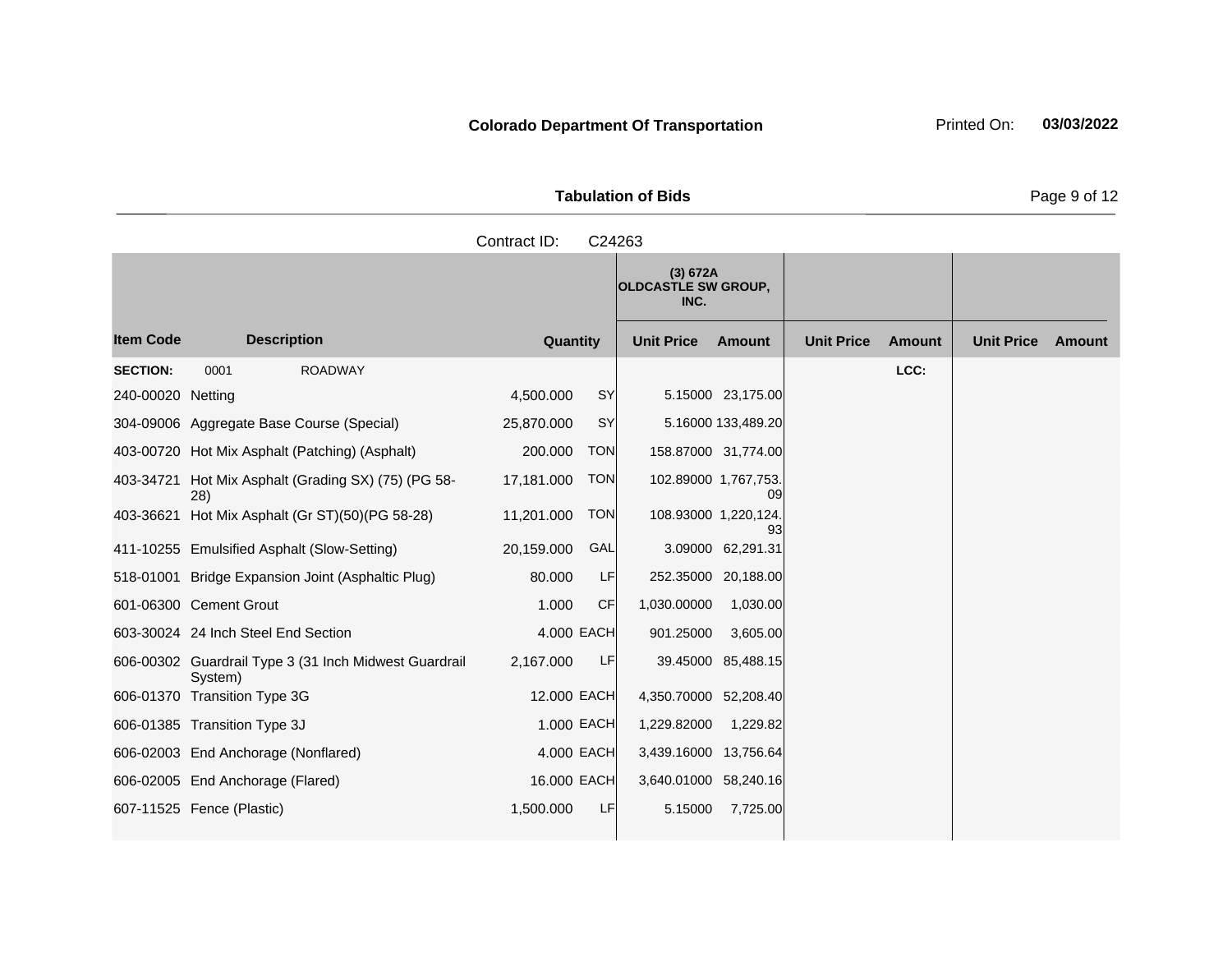**Colorado Department Of Transportation** Printed On: **03/03/2022**

**Tabulation of Bids**

Contract ID: C24263

| Item Code | Description | Quantity | | (3) 672A OLDCASTLE SW GROUP, INC. | | | | | |
|---|---|---|---|---|---|---|---|---|---|
| | | | | Unit Price | Amount | Unit Price | Amount | Unit Price | Amount |
| **SECTION:** | 0001 ROADWAY | | | | | | LCC: | | |
| 240-00020 | Netting | 4,500.000 | SY | 5.15000 | 23,175.00 | | | | |
| 304-09006 | Aggregate Base Course (Special) | 25,870.000 | SY | 5.16000 | 133,489.20 | | | | |
| 403-00720 | Hot Mix Asphalt (Patching) (Asphalt) | 200.000 | TON | 158.87000 | 31,774.00 | | | | |
| 403-34721 | Hot Mix Asphalt (Grading SX) (75) (PG 58-28) | 17,181.000 | TON | 102.89000 | 1,767,753.09 | | | | |
| 403-36621 | Hot Mix Asphalt (Gr ST)(50)(PG 58-28) | 11,201.000 | TON | 108.93000 | 1,220,124.93 | | | | |
| 411-10255 | Emulsified Asphalt (Slow-Setting) | 20,159.000 | GAL | 3.09000 | 62,291.31 | | | | |
| 518-01001 | Bridge Expansion Joint (Asphaltic Plug) | 80.000 | LF | 252.35000 | 20,188.00 | | | | |
| 601-06300 | Cement Grout | 1.000 | CF | 1,030.00000 | 1,030.00 | | | | |
| 603-30024 | 24 Inch Steel End Section | 4.000 | EACH | 901.25000 | 3,605.00 | | | | |
| 606-00302 | Guardrail Type 3 (31 Inch Midwest Guardrail System) | 2,167.000 | LF | 39.45000 | 85,488.15 | | | | |
| 606-01370 | Transition Type 3G | 12.000 | EACH | 4,350.70000 | 52,208.40 | | | | |
| 606-01385 | Transition Type 3J | 1.000 | EACH | 1,229.82000 | 1,229.82 | | | | |
| 606-02003 | End Anchorage (Nonflared) | 4.000 | EACH | 3,439.16000 | 13,756.64 | | | | |
| 606-02005 | End Anchorage (Flared) | 16.000 | EACH | 3,640.01000 | 58,240.16 | | | | |
| 607-11525 | Fence (Plastic) | 1,500.000 | LF | 5.15000 | 7,725.00 | | | | |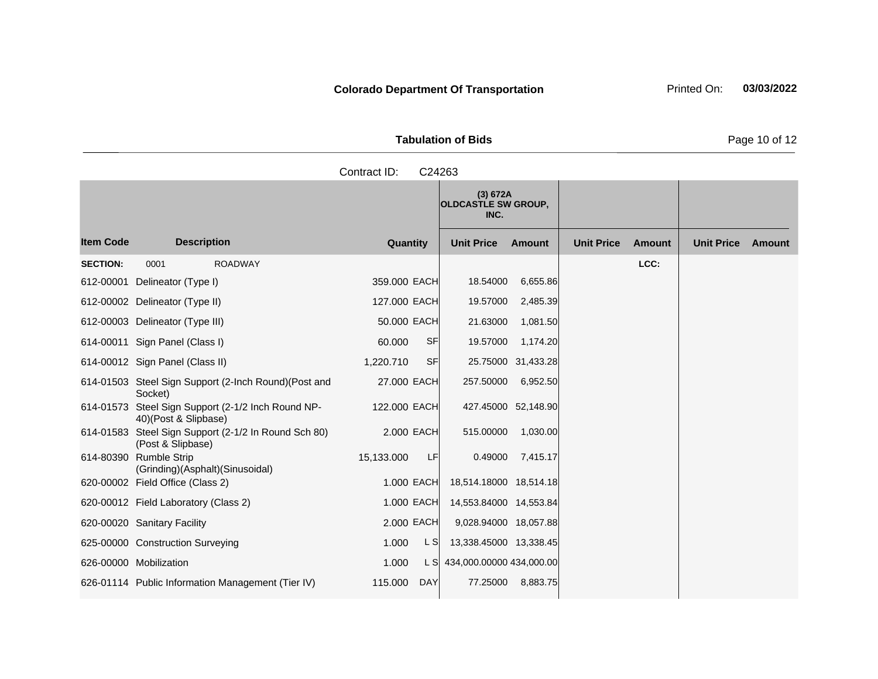**Colorado Department Of Transportation** Printed On: **03/03/2022**

**Tabulation of Bids**

Contract ID: C24263

| Item Code | Description | Quantity | | (3) 672A OLDCASTLE SW GROUP, INC. Unit Price | Amount | Unit Price | Amount | Unit Price | Amount |
|---|---|---|---|---|---|---|---|---|---|
| **SECTION:** | 0001 ROADWAY | | | | | | LCC: | | |
| 612-00001 | Delineator (Type I) | 359.000 | EACH | 18.54000 | 6,655.86 | | | | |
| 612-00002 | Delineator (Type II) | 127.000 | EACH | 19.57000 | 2,485.39 | | | | |
| 612-00003 | Delineator (Type III) | 50.000 | EACH | 21.63000 | 1,081.50 | | | | |
| 614-00011 | Sign Panel (Class I) | 60.000 | SF | 19.57000 | 1,174.20 | | | | |
| 614-00012 | Sign Panel (Class II) | 1,220.710 | SF | 25.75000 | 31,433.28 | | | | |
| 614-01503 | Steel Sign Support (2-Inch Round)(Post and Socket) | 27.000 | EACH | 257.50000 | 6,952.50 | | | | |
| 614-01573 | Steel Sign Support (2-1/2 Inch Round NP-40)(Post & Slipbase) | 122.000 | EACH | 427.45000 | 52,148.90 | | | | |
| 614-01583 | Steel Sign Support (2-1/2 In Round Sch 80) (Post & Slipbase) | 2.000 | EACH | 515.00000 | 1,030.00 | | | | |
| 614-80390 | Rumble Strip (Grinding)(Asphalt)(Sinusoidal) | 15,133.000 | LF | 0.49000 | 7,415.17 | | | | |
| 620-00002 | Field Office (Class 2) | 1.000 | EACH | 18,514.18000 | 18,514.18 | | | | |
| 620-00012 | Field Laboratory (Class 2) | 1.000 | EACH | 14,553.84000 | 14,553.84 | | | | |
| 620-00020 | Sanitary Facility | 2.000 | EACH | 9,028.94000 | 18,057.88 | | | | |
| 625-00000 | Construction Surveying | 1.000 | L S | 13,338.45000 | 13,338.45 | | | | |
| 626-00000 | Mobilization | 1.000 | L S | 434,000.00000 | 434,000.00 | | | | |
| 626-01114 | Public Information Management (Tier IV) | 115.000 | DAY | 77.25000 | 8,883.75 | | | | |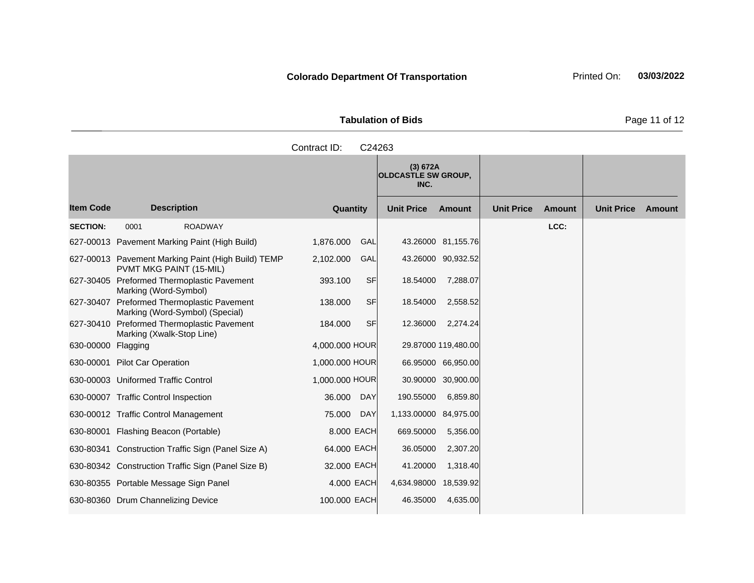**Colorado Department Of Transportation** Printed On: **03/03/2022**

**Tabulation of Bids**

Contract ID: C24263

| Item Code | Description | Quantity | | (3) 672A OLDCASTLE SW GROUP, INC. | | | | | |
|---|---|---|---|---|---|---|---|---|---|
| | | | | Unit Price | Amount | Unit Price | Amount | Unit Price | Amount |
| **SECTION:** | 0001 ROADWAY | | | | | | LCC: | | |
| 627-00013 | Pavement Marking Paint (High Build) | 1,876.000 | GAL | 43.26000 | 81,155.76 | | | | |
| 627-00013 | Pavement Marking Paint (High Build) TEMP PVMT MKG PAINT (15-MIL) | 2,102.000 | GAL | 43.26000 | 90,932.52 | | | | |
| 627-30405 | Preformed Thermoplastic Pavement Marking (Word-Symbol) | 393.100 | SF | 18.54000 | 7,288.07 | | | | |
| 627-30407 | Preformed Thermoplastic Pavement Marking (Word-Symbol) (Special) | 138.000 | SF | 18.54000 | 2,558.52 | | | | |
| 627-30410 | Preformed Thermoplastic Pavement Marking (Xwalk-Stop Line) | 184.000 | SF | 12.36000 | 2,274.24 | | | | |
| 630-00000 | Flagging | 4,000.000 | HOUR | 29.87000 | 119,480.00 | | | | |
| 630-00001 | Pilot Car Operation | 1,000.000 | HOUR | 66.95000 | 66,950.00 | | | | |
| 630-00003 | Uniformed Traffic Control | 1,000.000 | HOUR | 30.90000 | 30,900.00 | | | | |
| 630-00007 | Traffic Control Inspection | 36.000 | DAY | 190.55000 | 6,859.80 | | | | |
| 630-00012 | Traffic Control Management | 75.000 | DAY | 1,133.00000 | 84,975.00 | | | | |
| 630-80001 | Flashing Beacon (Portable) | 8.000 | EACH | 669.50000 | 5,356.00 | | | | |
| 630-80341 | Construction Traffic Sign (Panel Size A) | 64.000 | EACH | 36.05000 | 2,307.20 | | | | |
| 630-80342 | Construction Traffic Sign (Panel Size B) | 32.000 | EACH | 41.20000 | 1,318.40 | | | | |
| 630-80355 | Portable Message Sign Panel | 4.000 | EACH | 4,634.98000 | 18,539.92 | | | | |
| 630-80360 | Drum Channelizing Device | 100.000 | EACH | 46.35000 | 4,635.00 | | | | |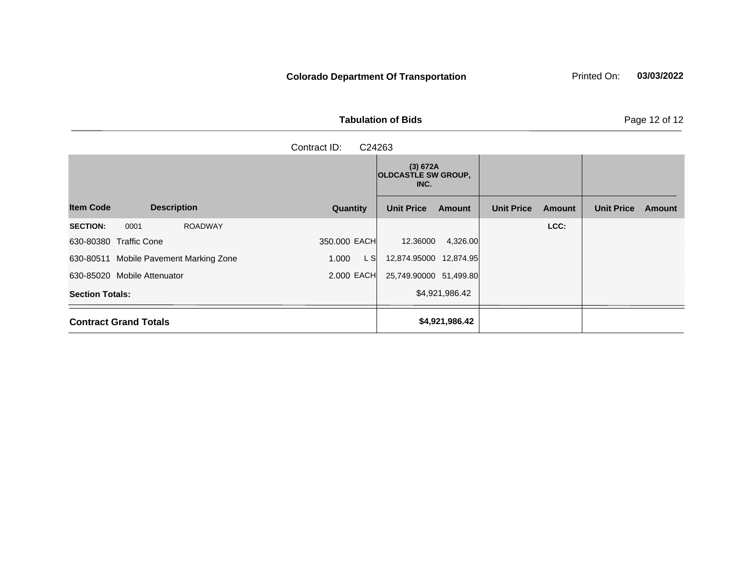**Colorado Department Of Transportation**

Printed On: **03/03/2022**

**Tabulation of Bids**

Contract ID: C24263

| | | | (3) 672A OLDCASTLE SW GROUP, INC. | | | | | |
|---|---|---|---|---|---|---|---|---|
| **Item Code** | **Description** | **Quantity** | **Unit Price** | **Amount** | **Unit Price** | **Amount** | **Unit Price** | **Amount** |
| **SECTION:** 0001 | ROADWAY | | | | | **LCC:** | | |
| 630-80380 | Traffic Cone | 350.000 EACH | 12.36000 | 4,326.00 | | | | |
| 630-80511 | Mobile Pavement Marking Zone | 1.000 L S | 12,874.95000 | 12,874.95 | | | | |
| 630-85020 | Mobile Attenuator | 2.000 EACH | 25,749.90000 | 51,499.80 | | | | |
| **Section Totals:** | | | | $4,921,986.42 | | | | |
| **Contract Grand Totals** | | | | **$4,921,986.42** | | | | |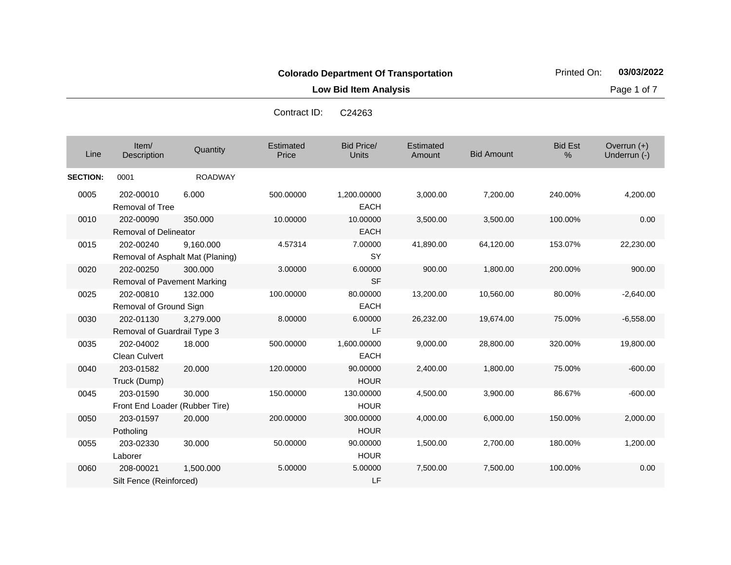**Colorado Department Of Transportation**

Printed On: **03/03/2022**

**Low Bid Item Analysis**

Contract ID: C24263

| Line | Item/ Description | Quantity | Estimated Price | Bid Price/ Units | Estimated Amount | Bid Amount | Bid Est % | Overrun (+) Underrun (-) |
|---|---|---|---|---|---|---|---|---|
| **SECTION:** | 0001 | ROADWAY | | | | | | |
| 0005 | 202-00010 Removal of Tree | 6.000 | 500.00000 | 1,200.00000 EACH | 3,000.00 | 7,200.00 | 240.00% | 4,200.00 |
| 0010 | 202-00090 Removal of Delineator | 350.000 | 10.00000 | 10.00000 EACH | 3,500.00 | 3,500.00 | 100.00% | 0.00 |
| 0015 | 202-00240 Removal of Asphalt Mat (Planing) | 9,160.000 | 4.57314 | 7.00000 SY | 41,890.00 | 64,120.00 | 153.07% | 22,230.00 |
| 0020 | 202-00250 Removal of Pavement Marking | 300.000 | 3.00000 | 6.00000 SF | 900.00 | 1,800.00 | 200.00% | 900.00 |
| 0025 | 202-00810 Removal of Ground Sign | 132.000 | 100.00000 | 80.00000 EACH | 13,200.00 | 10,560.00 | 80.00% | -2,640.00 |
| 0030 | 202-01130 Removal of Guardrail Type 3 | 3,279.000 | 8.00000 | 6.00000 LF | 26,232.00 | 19,674.00 | 75.00% | -6,558.00 |
| 0035 | 202-04002 Clean Culvert | 18.000 | 500.00000 | 1,600.00000 EACH | 9,000.00 | 28,800.00 | 320.00% | 19,800.00 |
| 0040 | 203-01582 Truck (Dump) | 20.000 | 120.00000 | 90.00000 HOUR | 2,400.00 | 1,800.00 | 75.00% | -600.00 |
| 0045 | 203-01590 Front End Loader (Rubber Tire) | 30.000 | 150.00000 | 130.00000 HOUR | 4,500.00 | 3,900.00 | 86.67% | -600.00 |
| 0050 | 203-01597 Potholing | 20.000 | 200.00000 | 300.00000 HOUR | 4,000.00 | 6,000.00 | 150.00% | 2,000.00 |
| 0055 | 203-02330 Laborer | 30.000 | 50.00000 | 90.00000 HOUR | 1,500.00 | 2,700.00 | 180.00% | 1,200.00 |
| 0060 | 208-00021 Silt Fence (Reinforced) | 1,500.000 | 5.00000 | 5.00000 LF | 7,500.00 | 7,500.00 | 100.00% | 0.00 |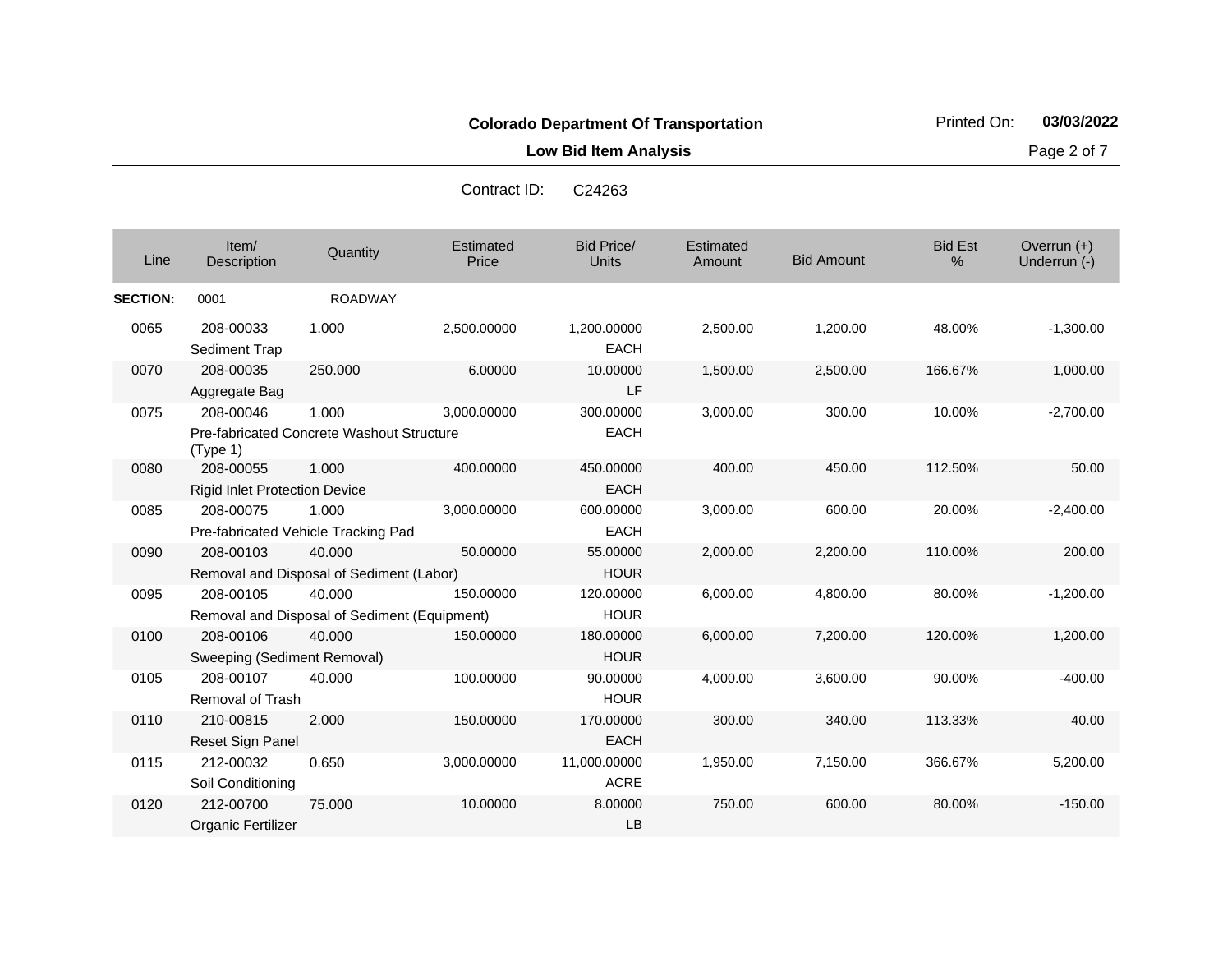**Colorado Department Of Transportation**

**Low Bid Item Analysis**

Contract ID: C24263

| Line | Item/ Description | Quantity | Estimated Price | Bid Price/ Units | Estimated Amount | Bid Amount | Bid Est % | Overrun (+) Underrun (-) |
|---|---|---|---|---|---|---|---|---|
| **SECTION:** | 0001 | ROADWAY | | | | | | |
| 0065 | 208-00033 Sediment Trap | 1.000 | 2,500.00000 | 1,200.00000 EACH | 2,500.00 | 1,200.00 | 48.00% | -1,300.00 |
| 0070 | 208-00035 Aggregate Bag | 250.000 | 6.00000 | 10.00000 LF | 1,500.00 | 2,500.00 | 166.67% | 1,000.00 |
| 0075 | 208-00046 Pre-fabricated Concrete Washout Structure (Type 1) | 1.000 | 3,000.00000 | 300.00000 EACH | 3,000.00 | 300.00 | 10.00% | -2,700.00 |
| 0080 | 208-00055 Rigid Inlet Protection Device | 1.000 | 400.00000 | 450.00000 EACH | 400.00 | 450.00 | 112.50% | 50.00 |
| 0085 | 208-00075 Pre-fabricated Vehicle Tracking Pad | 1.000 | 3,000.00000 | 600.00000 EACH | 3,000.00 | 600.00 | 20.00% | -2,400.00 |
| 0090 | 208-00103 Removal and Disposal of Sediment (Labor) | 40.000 | 50.00000 | 55.00000 HOUR | 2,000.00 | 2,200.00 | 110.00% | 200.00 |
| 0095 | 208-00105 Removal and Disposal of Sediment (Equipment) | 40.000 | 150.00000 | 120.00000 HOUR | 6,000.00 | 4,800.00 | 80.00% | -1,200.00 |
| 0100 | 208-00106 Sweeping (Sediment Removal) | 40.000 | 150.00000 | 180.00000 HOUR | 6,000.00 | 7,200.00 | 120.00% | 1,200.00 |
| 0105 | 208-00107 Removal of Trash | 40.000 | 100.00000 | 90.00000 HOUR | 4,000.00 | 3,600.00 | 90.00% | -400.00 |
| 0110 | 210-00815 Reset Sign Panel | 2.000 | 150.00000 | 170.00000 EACH | 300.00 | 340.00 | 113.33% | 40.00 |
| 0115 | 212-00032 Soil Conditioning | 0.650 | 3,000.00000 | 11,000.00000 ACRE | 1,950.00 | 7,150.00 | 366.67% | 5,200.00 |
| 0120 | 212-00700 Organic Fertilizer | 75.000 | 10.00000 | 8.00000 LB | 750.00 | 600.00 | 80.00% | -150.00 |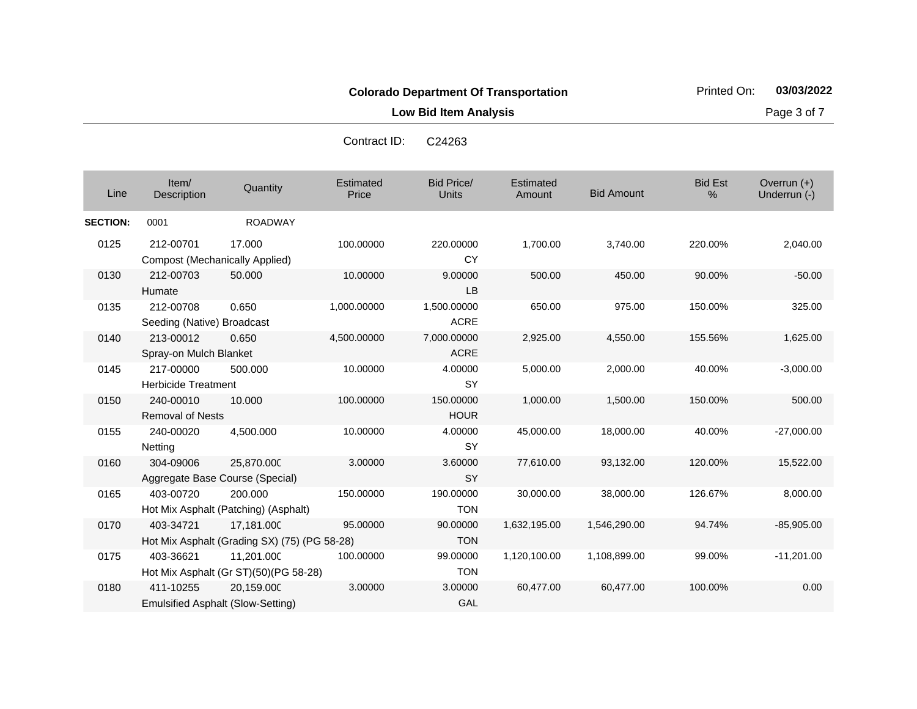**Colorado Department Of Transportation**

**Low Bid Item Analysis**

Printed On: **03/03/2022**

Contract ID: C24263

| Line | Item/ Description | Quantity | Estimated Price | Bid Price/ Units | Estimated Amount | Bid Amount | Bid Est % | Overrun (+) Underrun (-) |
|---|---|---|---|---|---|---|---|---|
| **SECTION:** | 0001 | ROADWAY | | | | | | |
| 0125 | 212-00701 Compost (Mechanically Applied) | 17.000 | 100.00000 | 220.00000 CY | 1,700.00 | 3,740.00 | 220.00% | 2,040.00 |
| 0130 | 212-00703 Humate | 50.000 | 10.00000 | 9.00000 LB | 500.00 | 450.00 | 90.00% | -50.00 |
| 0135 | 212-00708 Seeding (Native) Broadcast | 0.650 | 1,000.00000 | 1,500.00000 ACRE | 650.00 | 975.00 | 150.00% | 325.00 |
| 0140 | 213-00012 Spray-on Mulch Blanket | 0.650 | 4,500.00000 | 7,000.00000 ACRE | 2,925.00 | 4,550.00 | 155.56% | 1,625.00 |
| 0145 | 217-00000 Herbicide Treatment | 500.000 | 10.00000 | 4.00000 SY | 5,000.00 | 2,000.00 | 40.00% | -3,000.00 |
| 0150 | 240-00010 Removal of Nests | 10.000 | 100.00000 | 150.00000 HOUR | 1,000.00 | 1,500.00 | 150.00% | 500.00 |
| 0155 | 240-00020 Netting | 4,500.000 | 10.00000 | 4.00000 SY | 45,000.00 | 18,000.00 | 40.00% | -27,000.00 |
| 0160 | 304-09006 Aggregate Base Course (Special) | 25,870.000 | 3.00000 | 3.60000 SY | 77,610.00 | 93,132.00 | 120.00% | 15,522.00 |
| 0165 | 403-00720 Hot Mix Asphalt (Patching) (Asphalt) | 200.000 | 150.00000 | 190.00000 TON | 30,000.00 | 38,000.00 | 126.67% | 8,000.00 |
| 0170 | 403-34721 Hot Mix Asphalt (Grading SX) (75) (PG 58-28) | 17,181.000 | 95.00000 | 90.00000 TON | 1,632,195.00 | 1,546,290.00 | 94.74% | -85,905.00 |
| 0175 | 403-36621 Hot Mix Asphalt (Gr ST)(50)(PG 58-28) | 11,201.000 | 100.00000 | 99.00000 TON | 1,120,100.00 | 1,108,899.00 | 99.00% | -11,201.00 |
| 0180 | 411-10255 Emulsified Asphalt (Slow-Setting) | 20,159.000 | 3.00000 | 3.00000 GAL | 60,477.00 | 60,477.00 | 100.00% | 0.00 |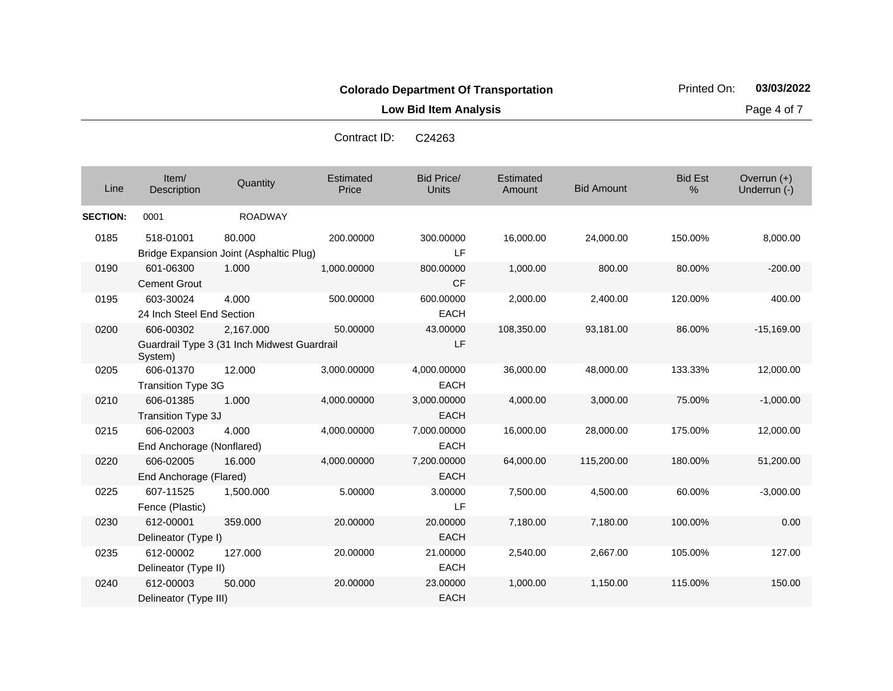**Colorado Department Of Transportation**

Printed On: **03/03/2022**

**Low Bid Item Analysis**

Contract ID: C24263

| Line | Item/ Description | Quantity | Estimated Price | Bid Price/ Units | Estimated Amount | Bid Amount | Bid Est % | Overrun (+) Underrun (-) |
|---|---|---|---|---|---|---|---|---|
| **SECTION:** | 0001 | ROADWAY | | | | | | |
| 0185 | 518-01001 Bridge Expansion Joint (Asphaltic Plug) | 80.000 | 200.00000 | 300.00000 LF | 16,000.00 | 24,000.00 | 150.00% | 8,000.00 |
| 0190 | 601-06300 Cement Grout | 1.000 | 1,000.00000 | 800.00000 CF | 1,000.00 | 800.00 | 80.00% | -200.00 |
| 0195 | 603-30024 24 Inch Steel End Section | 4.000 | 500.00000 | 600.00000 EACH | 2,000.00 | 2,400.00 | 120.00% | 400.00 |
| 0200 | 606-00302 Guardrail Type 3 (31 Inch Midwest Guardrail System) | 2,167.000 | 50.00000 | 43.00000 LF | 108,350.00 | 93,181.00 | 86.00% | -15,169.00 |
| 0205 | 606-01370 Transition Type 3G | 12.000 | 3,000.00000 | 4,000.00000 EACH | 36,000.00 | 48,000.00 | 133.33% | 12,000.00 |
| 0210 | 606-01385 Transition Type 3J | 1.000 | 4,000.00000 | 3,000.00000 EACH | 4,000.00 | 3,000.00 | 75.00% | -1,000.00 |
| 0215 | 606-02003 End Anchorage (Nonflared) | 4.000 | 4,000.00000 | 7,000.00000 EACH | 16,000.00 | 28,000.00 | 175.00% | 12,000.00 |
| 0220 | 606-02005 End Anchorage (Flared) | 16.000 | 4,000.00000 | 7,200.00000 EACH | 64,000.00 | 115,200.00 | 180.00% | 51,200.00 |
| 0225 | 607-11525 Fence (Plastic) | 1,500.000 | 5.00000 | 3.00000 LF | 7,500.00 | 4,500.00 | 60.00% | -3,000.00 |
| 0230 | 612-00001 Delineator (Type I) | 359.000 | 20.00000 | 20.00000 EACH | 7,180.00 | 7,180.00 | 100.00% | 0.00 |
| 0235 | 612-00002 Delineator (Type II) | 127.000 | 20.00000 | 21.00000 EACH | 2,540.00 | 2,667.00 | 105.00% | 127.00 |
| 0240 | 612-00003 Delineator (Type III) | 50.000 | 20.00000 | 23.00000 EACH | 1,000.00 | 1,150.00 | 115.00% | 150.00 |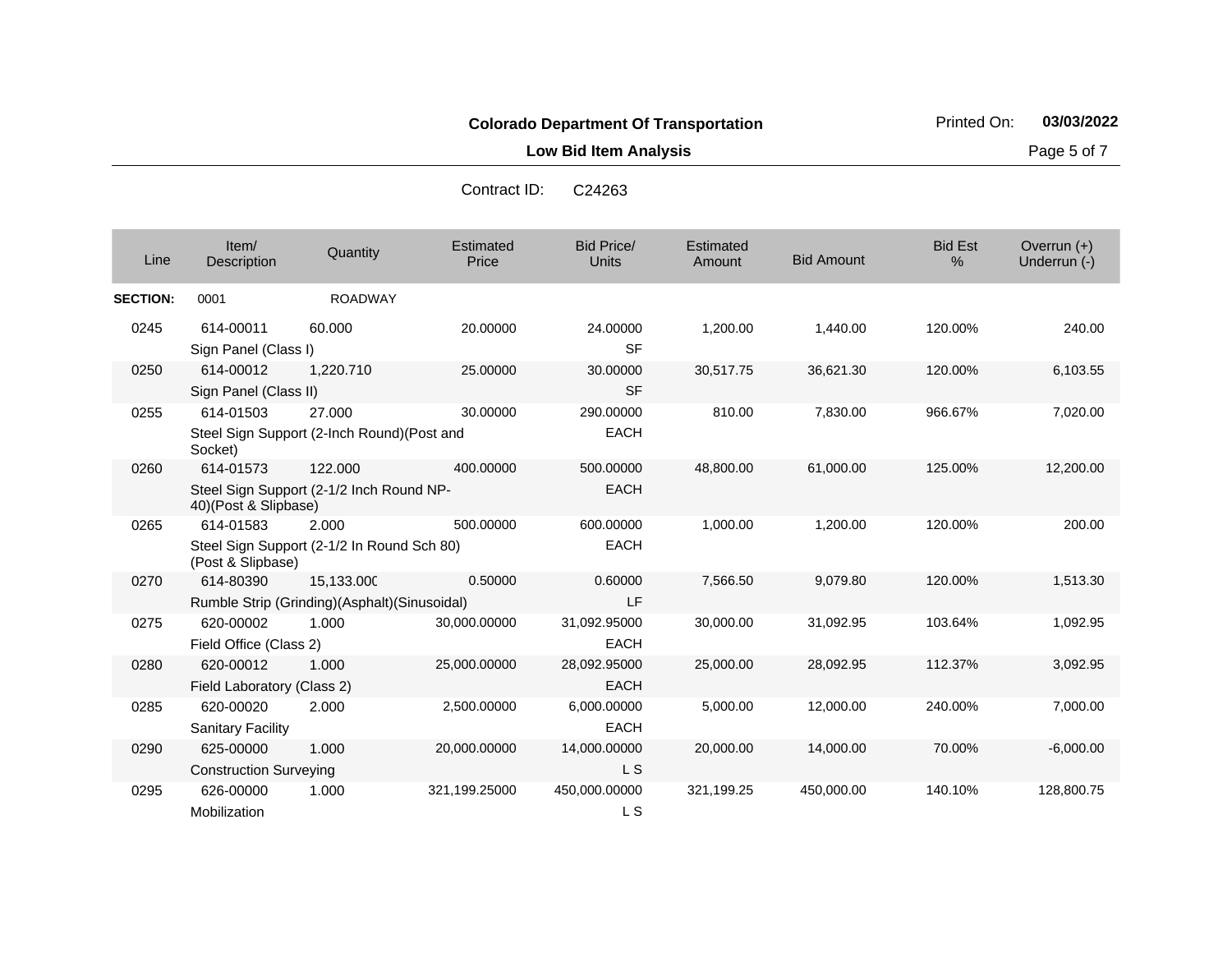**Colorado Department Of Transportation**

**Low Bid Item Analysis**

Printed On: **03/03/2022**

Contract ID: C24263

| Line | Item/ Description | Quantity | Estimated Price | Bid Price/ Units | Estimated Amount | Bid Amount | Bid Est % | Overrun (+) Underrun (-) |
|---|---|---|---|---|---|---|---|---|
| **SECTION:** | 0001 | ROADWAY | | | | | | |
| 0245 | 614-00011 Sign Panel (Class I) | 60.000 | 20.00000 | 24.00000 SF | 1,200.00 | 1,440.00 | 120.00% | 240.00 |
| 0250 | 614-00012 Sign Panel (Class II) | 1,220.710 | 25.00000 | 30.00000 SF | 30,517.75 | 36,621.30 | 120.00% | 6,103.55 |
| 0255 | 614-01503 Steel Sign Support (2-Inch Round)(Post and Socket) | 27.000 | 30.00000 | 290.00000 EACH | 810.00 | 7,830.00 | 966.67% | 7,020.00 |
| 0260 | 614-01573 Steel Sign Support (2-1/2 Inch Round NP-40)(Post & Slipbase) | 122.000 | 400.00000 | 500.00000 EACH | 48,800.00 | 61,000.00 | 125.00% | 12,200.00 |
| 0265 | 614-01583 Steel Sign Support (2-1/2 In Round Sch 80) (Post & Slipbase) | 2.000 | 500.00000 | 600.00000 EACH | 1,000.00 | 1,200.00 | 120.00% | 200.00 |
| 0270 | 614-80390 Rumble Strip (Grinding)(Asphalt)(Sinusoidal) | 15,133.000 | 0.50000 | 0.60000 LF | 7,566.50 | 9,079.80 | 120.00% | 1,513.30 |
| 0275 | 620-00002 Field Office (Class 2) | 1.000 | 30,000.00000 | 31,092.95000 EACH | 30,000.00 | 31,092.95 | 103.64% | 1,092.95 |
| 0280 | 620-00012 Field Laboratory (Class 2) | 1.000 | 25,000.00000 | 28,092.95000 EACH | 25,000.00 | 28,092.95 | 112.37% | 3,092.95 |
| 0285 | 620-00020 Sanitary Facility | 2.000 | 2,500.00000 | 6,000.00000 EACH | 5,000.00 | 12,000.00 | 240.00% | 7,000.00 |
| 0290 | 625-00000 Construction Surveying | 1.000 | 20,000.00000 | 14,000.00000 L S | 20,000.00 | 14,000.00 | 70.00% | -6,000.00 |
| 0295 | 626-00000 Mobilization | 1.000 | 321,199.25000 | 450,000.00000 L S | 321,199.25 | 450,000.00 | 140.10% | 128,800.75 |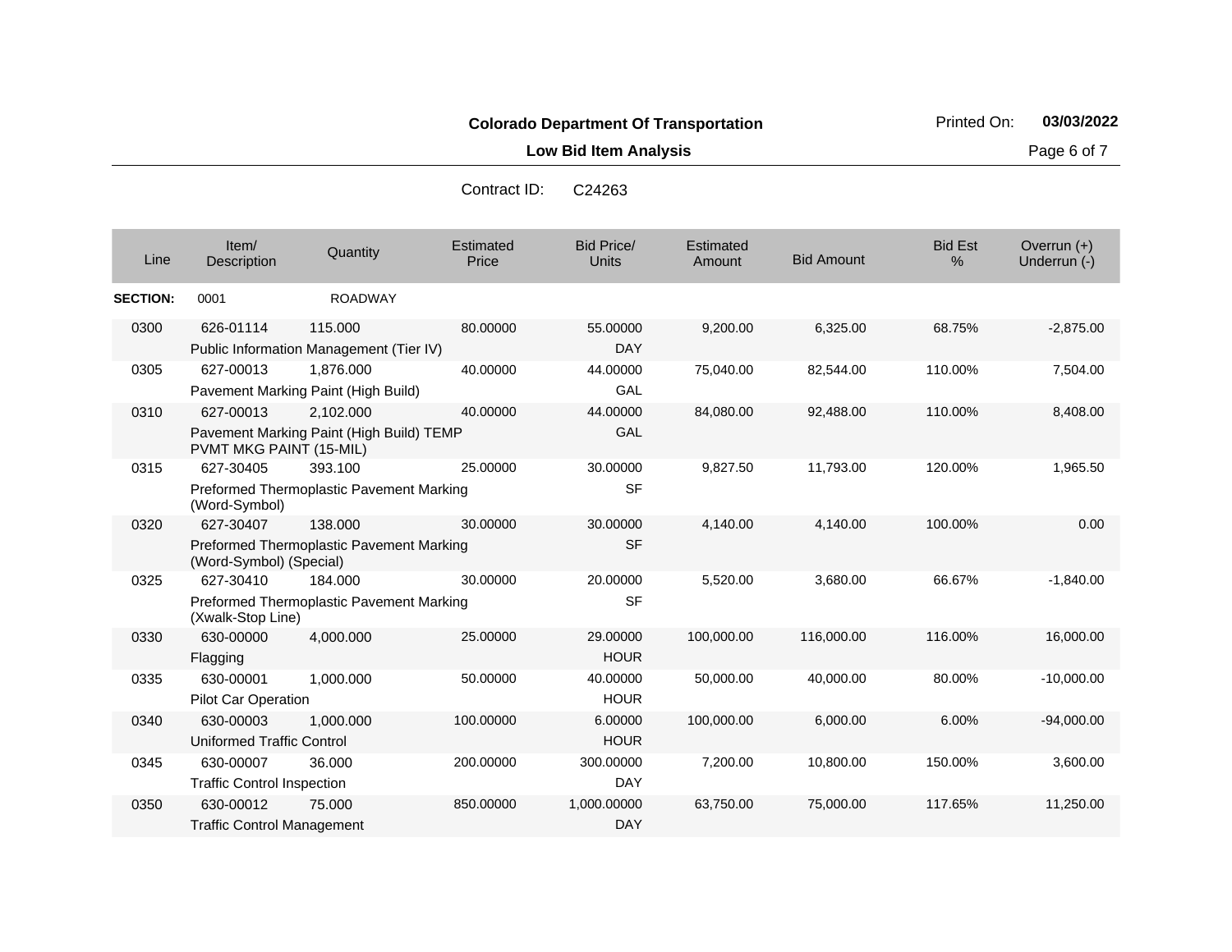**Colorado Department Of Transportation**

Printed On: **03/03/2022**

**Low Bid Item Analysis**

Contract ID: C24263

| Line | Item/ Description | Quantity | Estimated Price | Bid Price/ Units | Estimated Amount | Bid Amount | Bid Est % | Overrun (+) Underrun (-) |
|---|---|---|---|---|---|---|---|---|
| **SECTION:** | 0001 | ROADWAY | | | | | | |
| 0300 | 626-01114 Public Information Management (Tier IV) | 115.000 | 80.00000 | 55.00000 DAY | 9,200.00 | 6,325.00 | 68.75% | -2,875.00 |
| 0305 | 627-00013 Pavement Marking Paint (High Build) | 1,876.000 | 40.00000 | 44.00000 GAL | 75,040.00 | 82,544.00 | 110.00% | 7,504.00 |
| 0310 | 627-00013 Pavement Marking Paint (High Build) TEMP PVMT MKG PAINT (15-MIL) | 2,102.000 | 40.00000 | 44.00000 GAL | 84,080.00 | 92,488.00 | 110.00% | 8,408.00 |
| 0315 | 627-30405 Preformed Thermoplastic Pavement Marking (Word-Symbol) | 393.100 | 25.00000 | 30.00000 SF | 9,827.50 | 11,793.00 | 120.00% | 1,965.50 |
| 0320 | 627-30407 Preformed Thermoplastic Pavement Marking (Word-Symbol) (Special) | 138.000 | 30.00000 | 30.00000 SF | 4,140.00 | 4,140.00 | 100.00% | 0.00 |
| 0325 | 627-30410 Preformed Thermoplastic Pavement Marking (Xwalk-Stop Line) | 184.000 | 30.00000 | 20.00000 SF | 5,520.00 | 3,680.00 | 66.67% | -1,840.00 |
| 0330 | 630-00000 Flagging | 4,000.000 | 25.00000 | 29.00000 HOUR | 100,000.00 | 116,000.00 | 116.00% | 16,000.00 |
| 0335 | 630-00001 Pilot Car Operation | 1,000.000 | 50.00000 | 40.00000 HOUR | 50,000.00 | 40,000.00 | 80.00% | -10,000.00 |
| 0340 | 630-00003 Uniformed Traffic Control | 1,000.000 | 100.00000 | 6.00000 HOUR | 100,000.00 | 6,000.00 | 6.00% | -94,000.00 |
| 0345 | 630-00007 Traffic Control Inspection | 36.000 | 200.00000 | 300.00000 DAY | 7,200.00 | 10,800.00 | 150.00% | 3,600.00 |
| 0350 | 630-00012 Traffic Control Management | 75.000 | 850.00000 | 1,000.00000 DAY | 63,750.00 | 75,000.00 | 117.65% | 11,250.00 |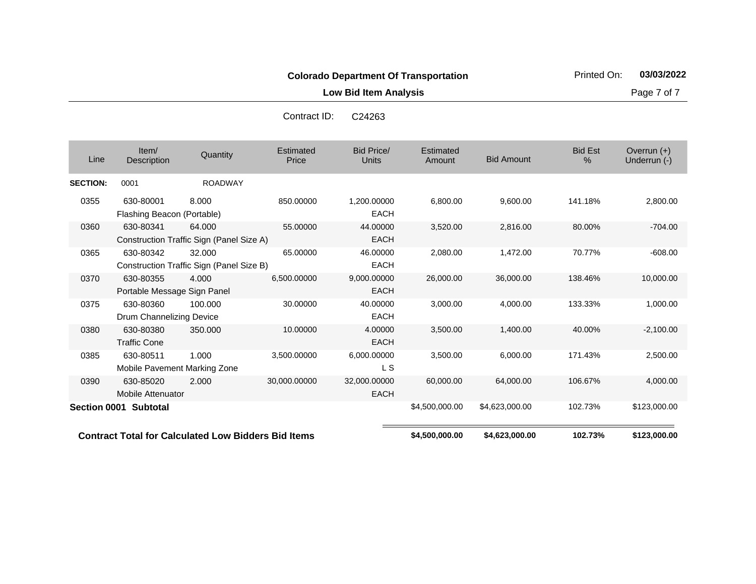**Colorado Department Of Transportation**

Printed On: **03/03/2022**

**Low Bid Item Analysis**

Contract ID: C24263

| Line | Item/ Description | Quantity | Estimated Price | Bid Price/ Units | Estimated Amount | Bid Amount | Bid Est % | Overrun (+) Underrun (-) |
|---|---|---|---|---|---|---|---|---|
| **SECTION:** | 0001 | ROADWAY | | | | | | |
| 0355 | 630-80001 Flashing Beacon (Portable) | 8.000 | 850.00000 | 1,200.00000 EACH | 6,800.00 | 9,600.00 | 141.18% | 2,800.00 |
| 0360 | 630-80341 Construction Traffic Sign (Panel Size A) | 64.000 | 55.00000 | 44.00000 EACH | 3,520.00 | 2,816.00 | 80.00% | -704.00 |
| 0365 | 630-80342 Construction Traffic Sign (Panel Size B) | 32.000 | 65.00000 | 46.00000 EACH | 2,080.00 | 1,472.00 | 70.77% | -608.00 |
| 0370 | 630-80355 Portable Message Sign Panel | 4.000 | 6,500.00000 | 9,000.00000 EACH | 26,000.00 | 36,000.00 | 138.46% | 10,000.00 |
| 0375 | 630-80360 Drum Channelizing Device | 100.000 | 30.00000 | 40.00000 EACH | 3,000.00 | 4,000.00 | 133.33% | 1,000.00 |
| 0380 | 630-80380 Traffic Cone | 350.000 | 10.00000 | 4.00000 EACH | 3,500.00 | 1,400.00 | 40.00% | -2,100.00 |
| 0385 | 630-80511 Mobile Pavement Marking Zone | 1.000 | 3,500.00000 | 6,000.00000 L S | 3,500.00 | 6,000.00 | 171.43% | 2,500.00 |
| 0390 | 630-85020 Mobile Attenuator | 2.000 | 30,000.00000 | 32,000.00000 EACH | 60,000.00 | 64,000.00 | 106.67% | 4,000.00 |
| **Section 0001 Subtotal** | | | | | $4,500,000.00 | $4,623,000.00 | 102.73% | $123,000.00 |
| **Contract Total for Calculated Low Bidders Bid Items** | | | | | **$4,500,000.00** | **$4,623,000.00** | **102.73%** | **$123,000.00** |